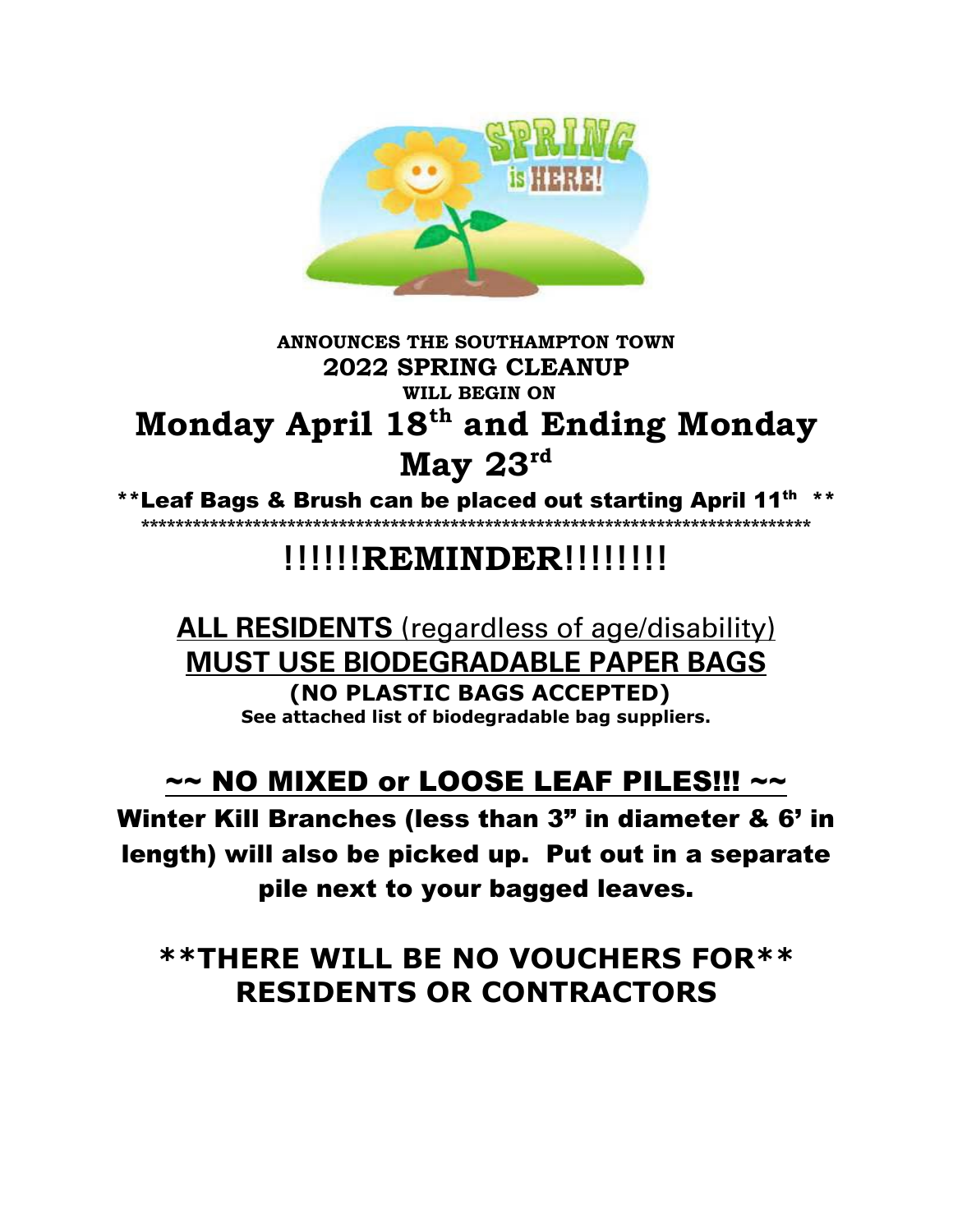**ANNOUNCES THE SOUTHAMPTON TOWN**

**2022 SPRING CLEANUP**

**WILL BEGIN ON**

# Monday April 18th and Ending Monday May 23rd

**\*\*Leaf Bags & Brush can be placed out starting April 11th \*\***

\*\*\*\*\*\*\*\*\*\*\*\*\*\*\*\*\*\*\*\*\*\*\*\*\*\*\*\*\*\*\*\*\*\*\*\*\*\*\*\*\*\*\*\*\*\*\*\*\*\*\*\*\*\*\*\*\*\*\*\*\*\*\*\*\*\*\*\*\*\*\*\*\*\*\*\*\*\*

# !!!!!!REMINDER!!!!!!!!

**ALL RESIDENTS** (regardless of age/disability)

**MUST USE BIODEGRADABLE PAPER BAGS**

**(NO PLASTIC BAGS ACCEPTED)**

**See attached list of biodegradable bag suppliers.**

## ~~ NO MIXED or LOOSE LEAF PILES!!! ~~

**Winter Kill Branches (less than 3" in diameter & 6' in length) will also be picked up. Put out in a separate pile next to your bagged leaves.**

## \*\*THERE WILL BE NO VOUCHERS FOR\*\* RESIDENTS OR CONTRACTORS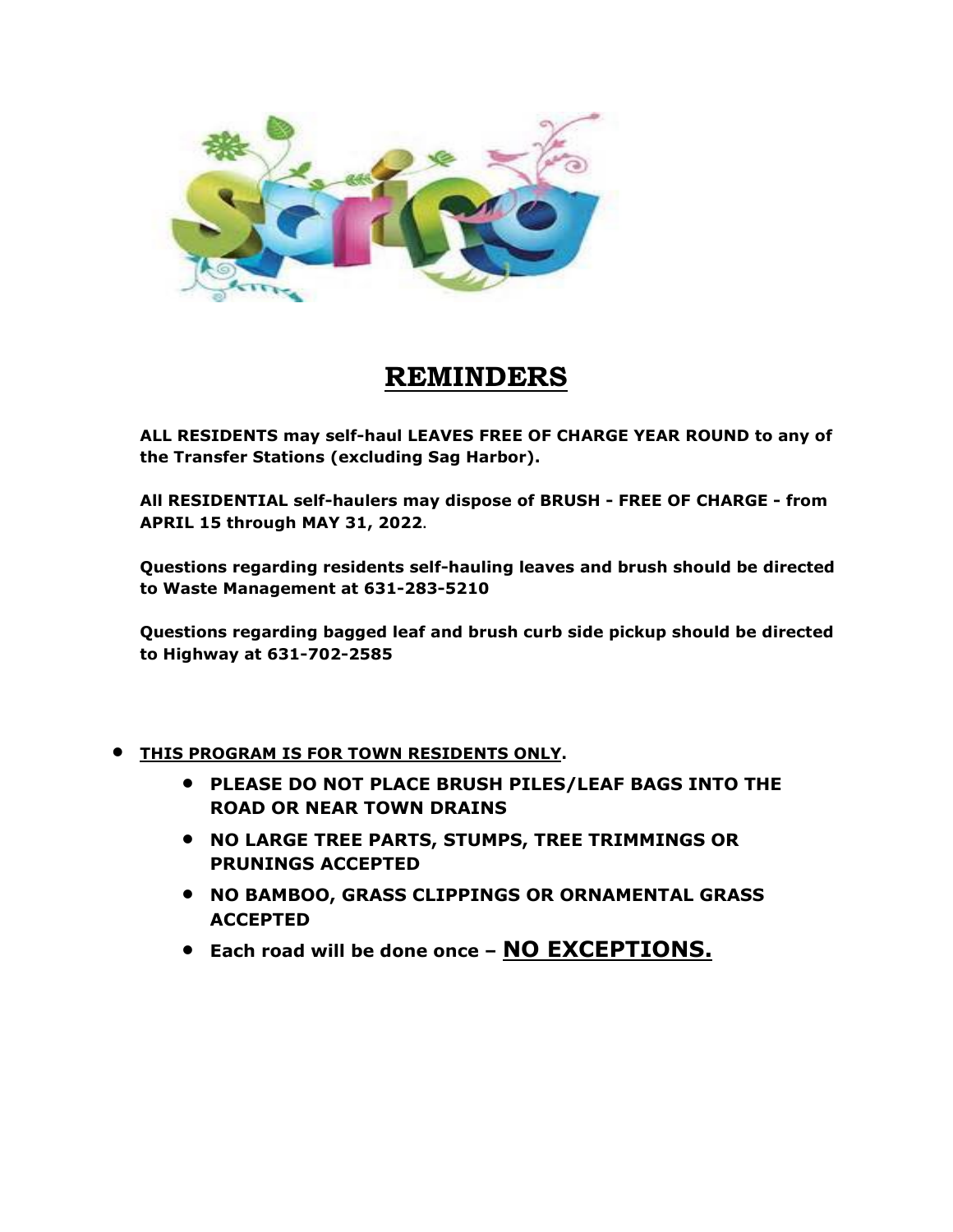# REMINDERS

**ALL RESIDENTS may self-haul LEAVES FREE OF CHARGE YEAR ROUND to any of the Transfer Stations (excluding Sag Harbor).**

**All RESIDENTIAL self-haulers may dispose of BRUSH - FREE OF CHARGE - from APRIL 15 through MAY 31, 2022.**

**Questions regarding residents self-hauling leaves and brush should be directed to Waste Management at 631-283-5210**

**Questions regarding bagged leaf and brush curb side pickup should be directed to Highway at 631-702-2585**

- **THIS PROGRAM IS FOR TOWN RESIDENTS ONLY.**
  - **PLEASE DO NOT PLACE BRUSH PILES/LEAF BAGS INTO THE ROAD OR NEAR TOWN DRAINS**
  - **NO LARGE TREE PARTS, STUMPS, TREE TRIMMINGS OR PRUNINGS ACCEPTED**
  - **NO BAMBOO, GRASS CLIPPINGS OR ORNAMENTAL GRASS ACCEPTED**
  - **Each road will be done once – NO EXCEPTIONS.**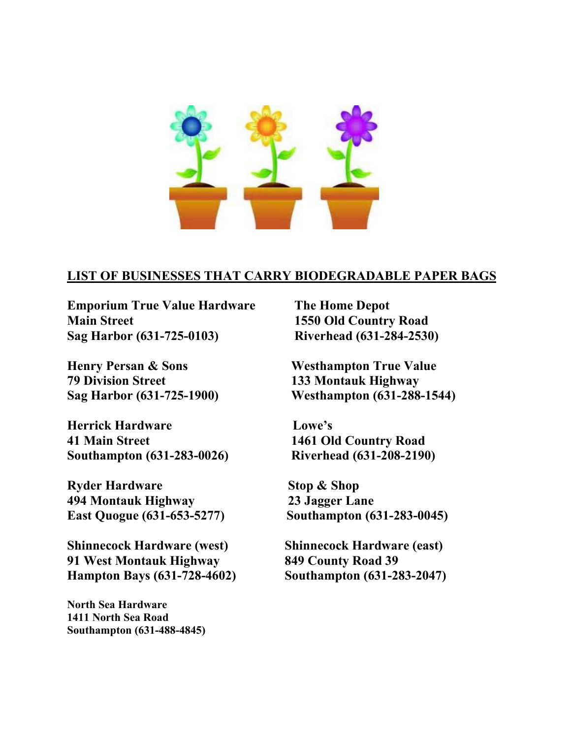## LIST OF BUSINESSES THAT CARRY BIODEGRADABLE PAPER BAGS

**Emporium True Value Hardware**
**Main Street**
**Sag Harbor (631-725-0103)**

**Henry Persan & Sons**
**79 Division Street**
**Sag Harbor (631-725-1900)**

**Herrick Hardware**
**41 Main Street**
**Southampton (631-283-0026)**

**Ryder Hardware**
**494 Montauk Highway**
**East Quogue (631-653-5277)**

**Shinnecock Hardware (west)**
**91 West Montauk Highway**
**Hampton Bays (631-728-4602)**

**North Sea Hardware**
**1411 North Sea Road**
**Southampton (631-488-4845)**

**The Home Depot**
**1550 Old Country Road**
**Riverhead (631-284-2530)**

**Westhampton True Value**
**133 Montauk Highway**
**Westhampton (631-288-1544)**

**Lowe's**
**1461 Old Country Road**
**Riverhead (631-208-2190)**

**Stop & Shop**
**23 Jagger Lane**
**Southampton (631-283-0045)**

**Shinnecock Hardware (east)**
**849 County Road 39**
**Southampton (631-283-2047)**